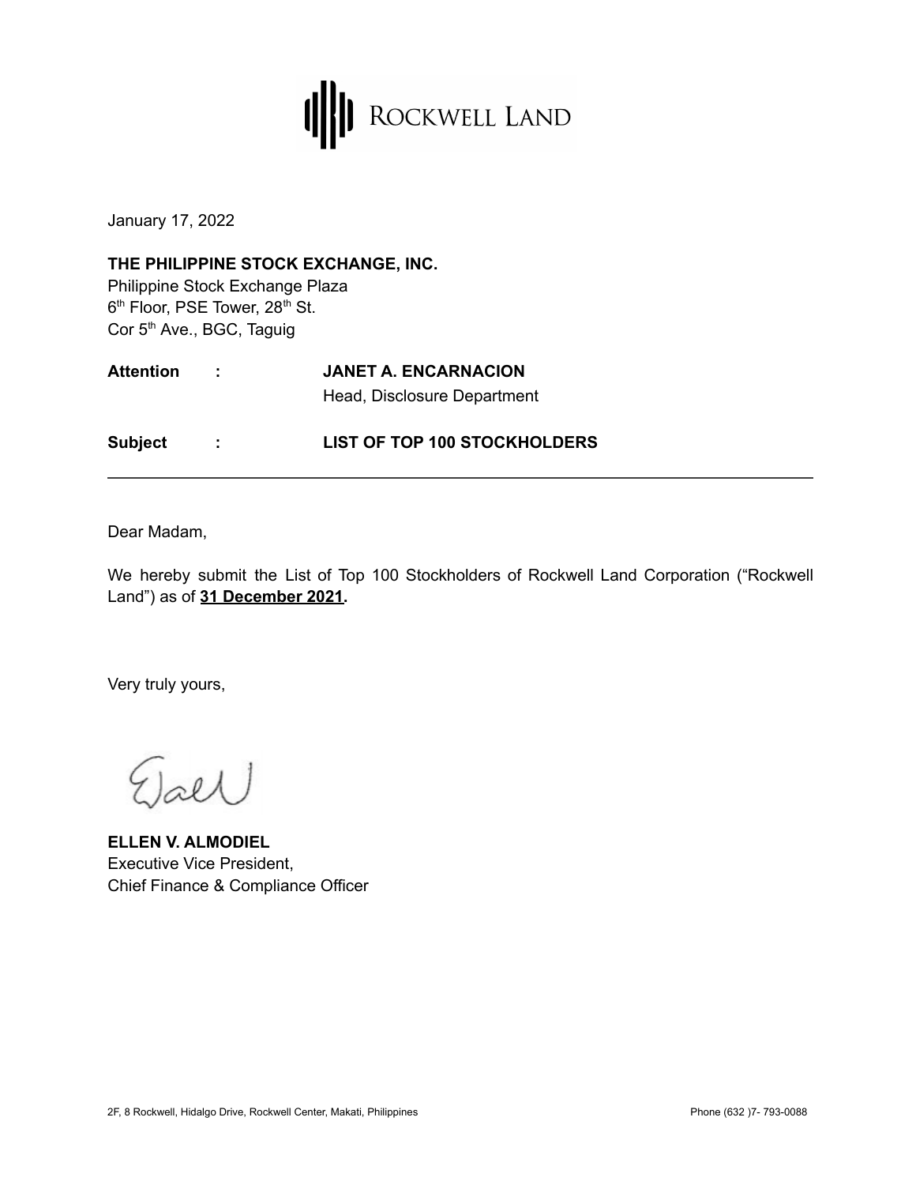ROCKWELL LAND

January 17, 2022

**THE PHILIPPINE STOCK EXCHANGE, INC.**
Philippine Stock Exchange Plaza
6th Floor, PSE Tower, 28th St.
Cor 5th Ave., BGC, Taguig

**Attention :** **JANET A. ENCARNACION**
Head, Disclosure Department

**Subject :** **LIST OF TOP 100 STOCKHOLDERS**

---

Dear Madam,

We hereby submit the List of Top 100 Stockholders of Rockwell Land Corporation ("Rockwell Land") as of **31 December 2021.**

Very truly yours,

**ELLEN V. ALMODIEL**
Executive Vice President,
Chief Finance & Compliance Officer

2F, 8 Rockwell, Hidalgo Drive, Rockwell Center, Makati, Philippines Phone (632 )7- 793-0088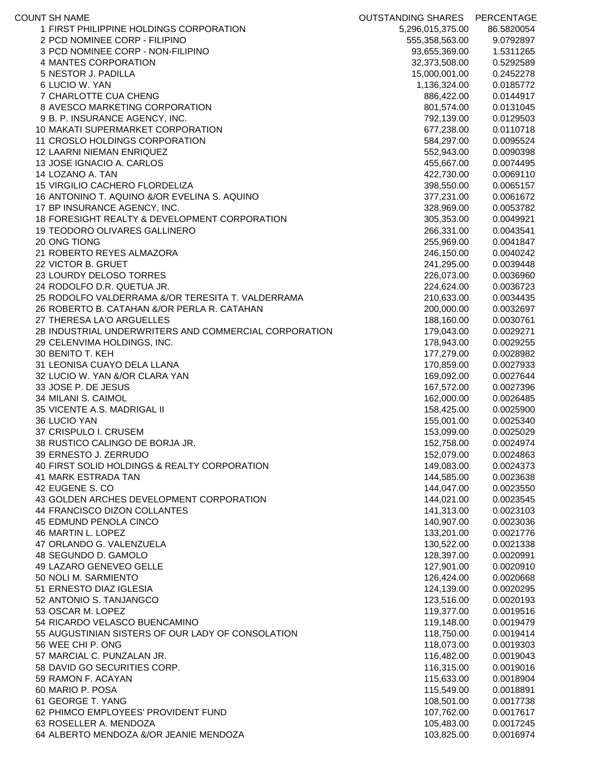| COUNT | SH NAME | OUTSTANDING SHARES | PERCENTAGE |
|---|---|---|---|
| 1 | FIRST PHILIPPINE HOLDINGS CORPORATION | 5,296,015,375.00 | 86.5820054 |
| 2 | PCD NOMINEE CORP - FILIPINO | 555,358,563.00 | 9.0792897 |
| 3 | PCD NOMINEE CORP - NON-FILIPINO | 93,655,369.00 | 1.5311265 |
| 4 | MANTES CORPORATION | 32,373,508.00 | 0.5292589 |
| 5 | NESTOR J. PADILLA | 15,000,001.00 | 0.2452278 |
| 6 | LUCIO W. YAN | 1,136,324.00 | 0.0185772 |
| 7 | CHARLOTTE CUA CHENG | 886,422.00 | 0.0144917 |
| 8 | AVESCO MARKETING CORPORATION | 801,574.00 | 0.0131045 |
| 9 | B. P. INSURANCE AGENCY, INC. | 792,139.00 | 0.0129503 |
| 10 | MAKATI SUPERMARKET CORPORATION | 677,238.00 | 0.0110718 |
| 11 | CROSLO HOLDINGS CORPORATION | 584,297.00 | 0.0095524 |
| 12 | LAARNI NIEMAN ENRIQUEZ | 552,943.00 | 0.0090398 |
| 13 | JOSE IGNACIO A. CARLOS | 455,667.00 | 0.0074495 |
| 14 | LOZANO A. TAN | 422,730.00 | 0.0069110 |
| 15 | VIRGILIO CACHERO FLORDELIZA | 398,550.00 | 0.0065157 |
| 16 | ANTONINO T. AQUINO &/OR EVELINA S. AQUINO | 377,231.00 | 0.0061672 |
| 17 | BP INSURANCE AGENCY, INC. | 328,969.00 | 0.0053782 |
| 18 | FORESIGHT REALTY & DEVELOPMENT CORPORATION | 305,353.00 | 0.0049921 |
| 19 | TEODORO OLIVARES GALLINERO | 266,331.00 | 0.0043541 |
| 20 | ONG TIONG | 255,969.00 | 0.0041847 |
| 21 | ROBERTO REYES ALMAZORA | 246,150.00 | 0.0040242 |
| 22 | VICTOR B. GRUET | 241,295.00 | 0.0039448 |
| 23 | LOURDY DELOSO TORRES | 226,073.00 | 0.0036960 |
| 24 | RODOLFO D.R. QUETUA JR. | 224,624.00 | 0.0036723 |
| 25 | RODOLFO VALDERRAMA &/OR TERESITA T. VALDERRAMA | 210,633.00 | 0.0034435 |
| 26 | ROBERTO B. CATAHAN &/OR PERLA R. CATAHAN | 200,000.00 | 0.0032697 |
| 27 | THERESA LA'O ARGUELLES | 188,160.00 | 0.0030761 |
| 28 | INDUSTRIAL UNDERWRITERS AND COMMERCIAL CORPORATION | 179,043.00 | 0.0029271 |
| 29 | CELENVIMA HOLDINGS, INC. | 178,943.00 | 0.0029255 |
| 30 | BENITO T. KEH | 177,279.00 | 0.0028982 |
| 31 | LEONISA CUAYO DELA LLANA | 170,859.00 | 0.0027933 |
| 32 | LUCIO W. YAN &/OR CLARA YAN | 169,092.00 | 0.0027644 |
| 33 | JOSE P. DE JESUS | 167,572.00 | 0.0027396 |
| 34 | MILANI S. CAIMOL | 162,000.00 | 0.0026485 |
| 35 | VICENTE A.S. MADRIGAL II | 158,425.00 | 0.0025900 |
| 36 | LUCIO YAN | 155,001.00 | 0.0025340 |
| 37 | CRISPULO I. CRUSEM | 153,099.00 | 0.0025029 |
| 38 | RUSTICO CALINGO DE BORJA JR. | 152,758.00 | 0.0024974 |
| 39 | ERNESTO J. ZERRUDO | 152,079.00 | 0.0024863 |
| 40 | FIRST SOLID HOLDINGS & REALTY CORPORATION | 149,083.00 | 0.0024373 |
| 41 | MARK ESTRADA TAN | 144,585.00 | 0.0023638 |
| 42 | EUGENE S. CO | 144,047.00 | 0.0023550 |
| 43 | GOLDEN ARCHES DEVELOPMENT CORPORATION | 144,021.00 | 0.0023545 |
| 44 | FRANCISCO DIZON COLLANTES | 141,313.00 | 0.0023103 |
| 45 | EDMUND PENOLA CINCO | 140,907.00 | 0.0023036 |
| 46 | MARTIN L. LOPEZ | 133,201.00 | 0.0021776 |
| 47 | ORLANDO G. VALENZUELA | 130,522.00 | 0.0021338 |
| 48 | SEGUNDO D. GAMOLO | 128,397.00 | 0.0020991 |
| 49 | LAZARO GENEVEO GELLE | 127,901.00 | 0.0020910 |
| 50 | NOLI M. SARMIENTO | 126,424.00 | 0.0020668 |
| 51 | ERNESTO DIAZ IGLESIA | 124,139.00 | 0.0020295 |
| 52 | ANTONIO S. TANJANGCO | 123,516.00 | 0.0020193 |
| 53 | OSCAR M. LOPEZ | 119,377.00 | 0.0019516 |
| 54 | RICARDO VELASCO BUENCAMINO | 119,148.00 | 0.0019479 |
| 55 | AUGUSTINIAN SISTERS OF OUR LADY OF CONSOLATION | 118,750.00 | 0.0019414 |
| 56 | WEE CHI P. ONG | 118,073.00 | 0.0019303 |
| 57 | MARCIAL C. PUNZALAN JR. | 116,482.00 | 0.0019043 |
| 58 | DAVID GO SECURITIES CORP. | 116,315.00 | 0.0019016 |
| 59 | RAMON F. ACAYAN | 115,633.00 | 0.0018904 |
| 60 | MARIO P. POSA | 115,549.00 | 0.0018891 |
| 61 | GEORGE T. YANG | 108,501.00 | 0.0017738 |
| 62 | PHIMCO EMPLOYEES' PROVIDENT FUND | 107,762.00 | 0.0017617 |
| 63 | ROSELLER A. MENDOZA | 105,483.00 | 0.0017245 |
| 64 | ALBERTO MENDOZA &/OR JEANIE MENDOZA | 103,825.00 | 0.0016974 |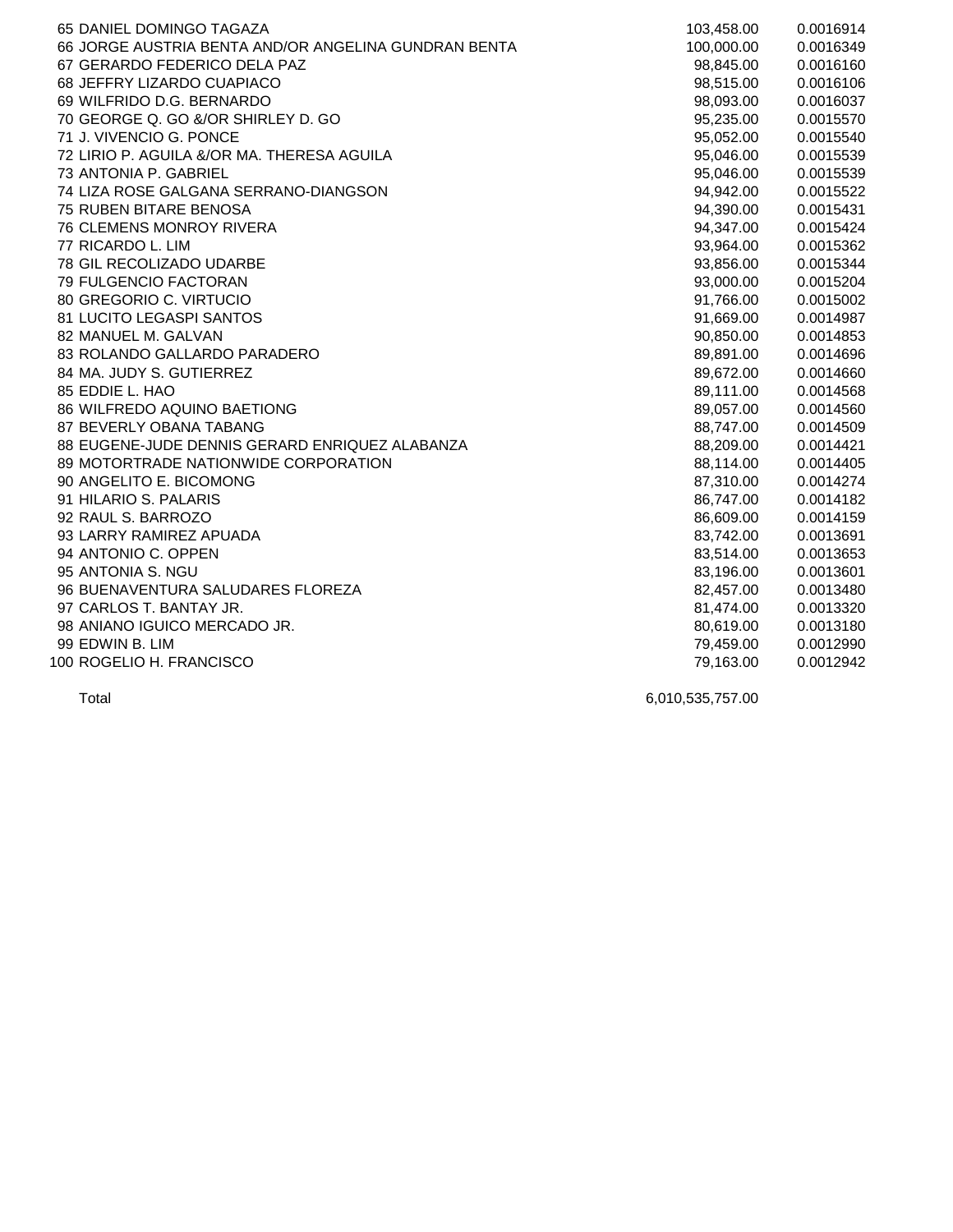| | | | |
|---|---|---|---|
| 65 | DANIEL DOMINGO TAGAZA | 103,458.00 | 0.0016914 |
| 66 | JORGE AUSTRIA BENTA AND/OR ANGELINA GUNDRAN BENTA | 100,000.00 | 0.0016349 |
| 67 | GERARDO FEDERICO DELA PAZ | 98,845.00 | 0.0016160 |
| 68 | JEFFRY LIZARDO CUAPIACO | 98,515.00 | 0.0016106 |
| 69 | WILFRIDO D.G. BERNARDO | 98,093.00 | 0.0016037 |
| 70 | GEORGE Q. GO &/OR SHIRLEY D. GO | 95,235.00 | 0.0015570 |
| 71 | J. VIVENCIO G. PONCE | 95,052.00 | 0.0015540 |
| 72 | LIRIO P. AGUILA &/OR MA. THERESA AGUILA | 95,046.00 | 0.0015539 |
| 73 | ANTONIA P. GABRIEL | 95,046.00 | 0.0015539 |
| 74 | LIZA ROSE GALGANA SERRANO-DIANGSON | 94,942.00 | 0.0015522 |
| 75 | RUBEN BITARE BENOSA | 94,390.00 | 0.0015431 |
| 76 | CLEMENS MONROY RIVERA | 94,347.00 | 0.0015424 |
| 77 | RICARDO L. LIM | 93,964.00 | 0.0015362 |
| 78 | GIL RECOLIZADO UDARBE | 93,856.00 | 0.0015344 |
| 79 | FULGENCIO FACTORAN | 93,000.00 | 0.0015204 |
| 80 | GREGORIO C. VIRTUCIO | 91,766.00 | 0.0015002 |
| 81 | LUCITO LEGASPI SANTOS | 91,669.00 | 0.0014987 |
| 82 | MANUEL M. GALVAN | 90,850.00 | 0.0014853 |
| 83 | ROLANDO GALLARDO PARADERO | 89,891.00 | 0.0014696 |
| 84 | MA. JUDY S. GUTIERREZ | 89,672.00 | 0.0014660 |
| 85 | EDDIE L. HAO | 89,111.00 | 0.0014568 |
| 86 | WILFREDO AQUINO BAETIONG | 89,057.00 | 0.0014560 |
| 87 | BEVERLY OBANA TABANG | 88,747.00 | 0.0014509 |
| 88 | EUGENE-JUDE DENNIS GERARD ENRIQUEZ ALABANZA | 88,209.00 | 0.0014421 |
| 89 | MOTORTRADE NATIONWIDE CORPORATION | 88,114.00 | 0.0014405 |
| 90 | ANGELITO E. BICOMONG | 87,310.00 | 0.0014274 |
| 91 | HILARIO S. PALARIS | 86,747.00 | 0.0014182 |
| 92 | RAUL S. BARROZO | 86,609.00 | 0.0014159 |
| 93 | LARRY RAMIREZ APUADA | 83,742.00 | 0.0013691 |
| 94 | ANTONIO C. OPPEN | 83,514.00 | 0.0013653 |
| 95 | ANTONIA S. NGU | 83,196.00 | 0.0013601 |
| 96 | BUENAVENTURA SALUDARES FLOREZA | 82,457.00 | 0.0013480 |
| 97 | CARLOS T. BANTAY JR. | 81,474.00 | 0.0013320 |
| 98 | ANIANO IGUICO MERCADO JR. | 80,619.00 | 0.0013180 |
| 99 | EDWIN B. LIM | 79,459.00 | 0.0012990 |
| 100 | ROGELIO H. FRANCISCO | 79,163.00 | 0.0012942 |
| | Total | 6,010,535,757.00 | |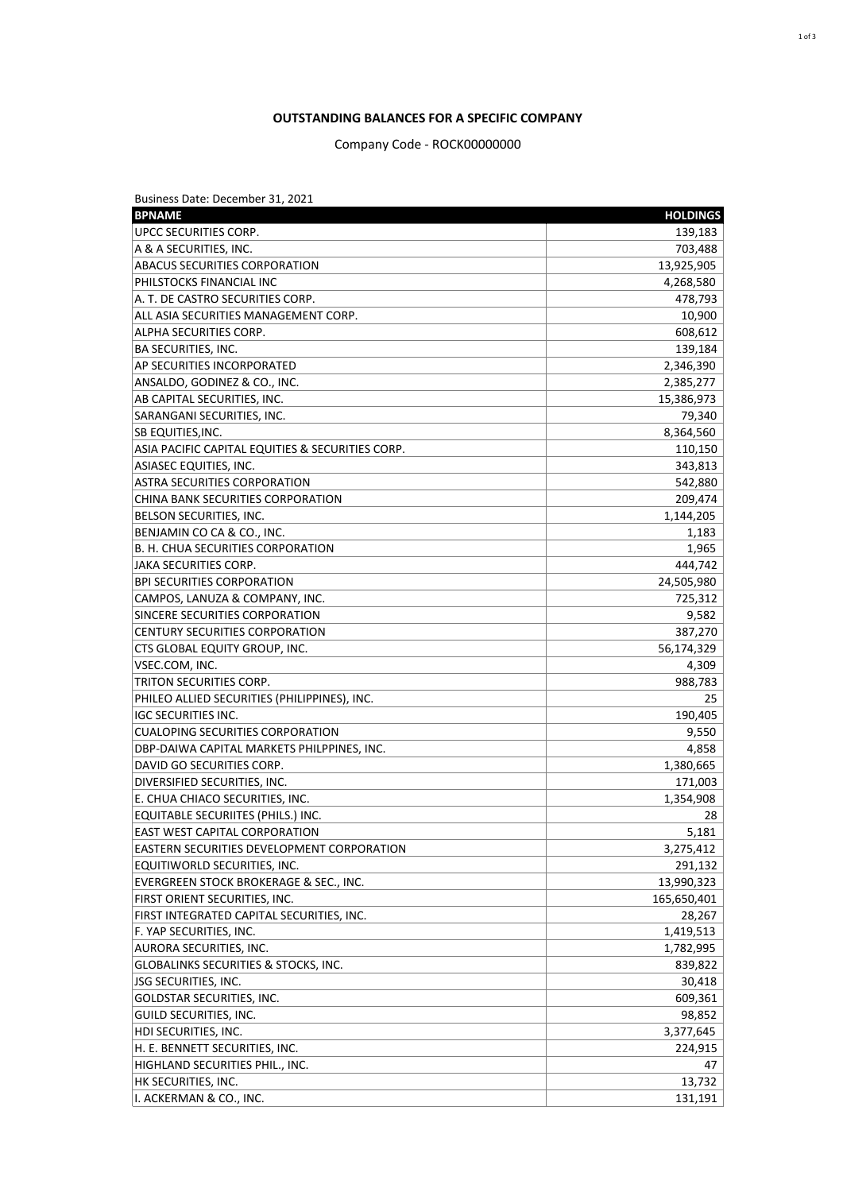**OUTSTANDING BALANCES FOR A SPECIFIC COMPANY**

Company Code - ROCK00000000

Business Date: December 31, 2021

| BPNAME | HOLDINGS |
|---|---:|
| UPCC SECURITIES CORP. | 139,183 |
| A & A SECURITIES, INC. | 703,488 |
| ABACUS SECURITIES CORPORATION | 13,925,905 |
| PHILSTOCKS FINANCIAL INC | 4,268,580 |
| A. T. DE CASTRO SECURITIES CORP. | 478,793 |
| ALL ASIA SECURITIES MANAGEMENT CORP. | 10,900 |
| ALPHA SECURITIES CORP. | 608,612 |
| BA SECURITIES, INC. | 139,184 |
| AP SECURITIES INCORPORATED | 2,346,390 |
| ANSALDO, GODINEZ & CO., INC. | 2,385,277 |
| AB CAPITAL SECURITIES, INC. | 15,386,973 |
| SARANGANI SECURITIES, INC. | 79,340 |
| SB EQUITIES,INC. | 8,364,560 |
| ASIA PACIFIC CAPITAL EQUITIES & SECURITIES CORP. | 110,150 |
| ASIASEC EQUITIES, INC. | 343,813 |
| ASTRA SECURITIES CORPORATION | 542,880 |
| CHINA BANK SECURITIES CORPORATION | 209,474 |
| BELSON SECURITIES, INC. | 1,144,205 |
| BENJAMIN CO CA & CO., INC. | 1,183 |
| B. H. CHUA SECURITIES CORPORATION | 1,965 |
| JAKA SECURITIES CORP. | 444,742 |
| BPI SECURITIES CORPORATION | 24,505,980 |
| CAMPOS, LANUZA & COMPANY, INC. | 725,312 |
| SINCERE SECURITIES CORPORATION | 9,582 |
| CENTURY SECURITIES CORPORATION | 387,270 |
| CTS GLOBAL EQUITY GROUP, INC. | 56,174,329 |
| VSEC.COM, INC. | 4,309 |
| TRITON SECURITIES CORP. | 988,783 |
| PHILEO ALLIED SECURITIES (PHILIPPINES), INC. | 25 |
| IGC SECURITIES INC. | 190,405 |
| CUALOPING SECURITIES CORPORATION | 9,550 |
| DBP-DAIWA CAPITAL MARKETS PHILPPINES, INC. | 4,858 |
| DAVID GO SECURITIES CORP. | 1,380,665 |
| DIVERSIFIED SECURITIES, INC. | 171,003 |
| E. CHUA CHIACO SECURITIES, INC. | 1,354,908 |
| EQUITABLE SECURIITES (PHILS.) INC. | 28 |
| EAST WEST CAPITAL CORPORATION | 5,181 |
| EASTERN SECURITIES DEVELOPMENT CORPORATION | 3,275,412 |
| EQUITIWORLD SECURITIES, INC. | 291,132 |
| EVERGREEN STOCK BROKERAGE & SEC., INC. | 13,990,323 |
| FIRST ORIENT SECURITIES, INC. | 165,650,401 |
| FIRST INTEGRATED CAPITAL SECURITIES, INC. | 28,267 |
| F. YAP SECURITIES, INC. | 1,419,513 |
| AURORA SECURITIES, INC. | 1,782,995 |
| GLOBALINKS SECURITIES & STOCKS, INC. | 839,822 |
| JSG SECURITIES, INC. | 30,418 |
| GOLDSTAR SECURITIES, INC. | 609,361 |
| GUILD SECURITIES, INC. | 98,852 |
| HDI SECURITIES, INC. | 3,377,645 |
| H. E. BENNETT SECURITIES, INC. | 224,915 |
| HIGHLAND SECURITIES PHIL., INC. | 47 |
| HK SECURITIES, INC. | 13,732 |
| I. ACKERMAN & CO., INC. | 131,191 |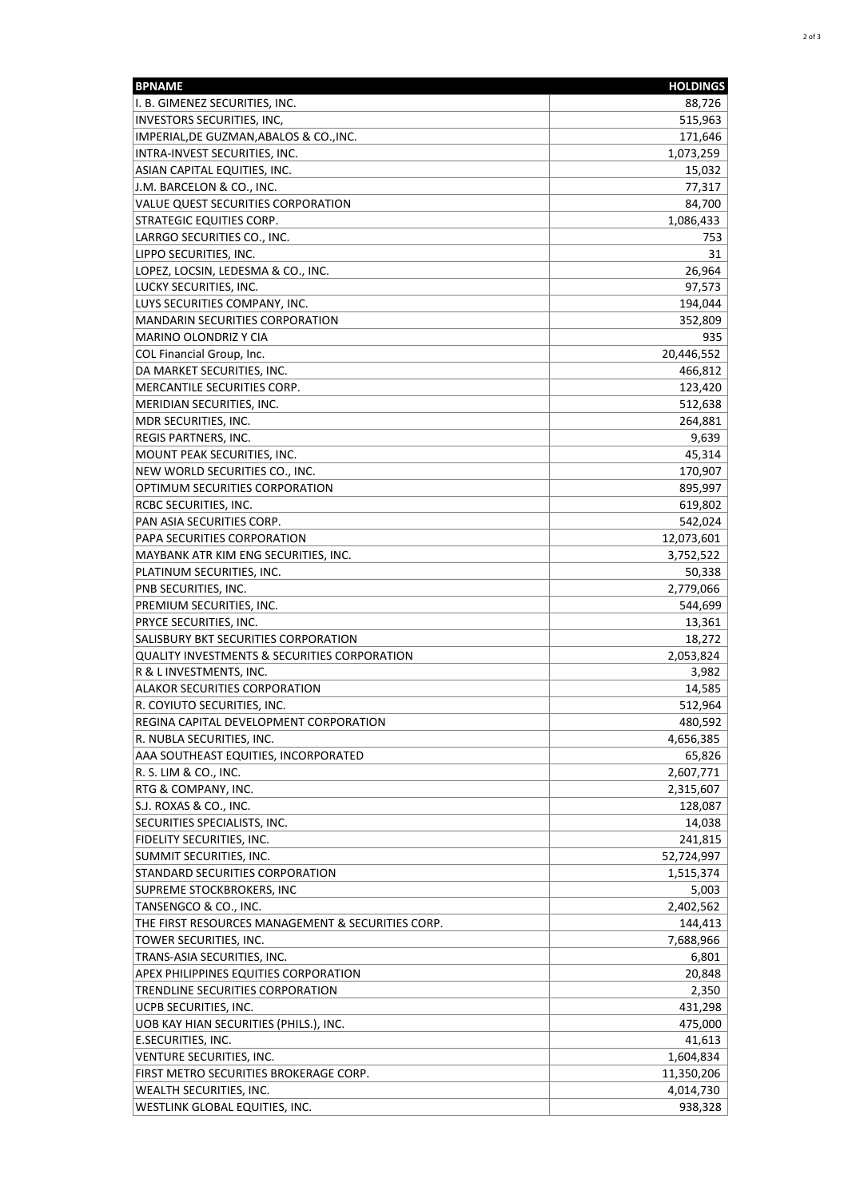| BPNAME | HOLDINGS |
| --- | ---: |
| I. B. GIMENEZ SECURITIES, INC. | 88,726 |
| INVESTORS SECURITIES, INC, | 515,963 |
| IMPERIAL,DE GUZMAN,ABALOS & CO.,INC. | 171,646 |
| INTRA-INVEST SECURITIES, INC. | 1,073,259 |
| ASIAN CAPITAL EQUITIES, INC. | 15,032 |
| J.M. BARCELON & CO., INC. | 77,317 |
| VALUE QUEST SECURITIES CORPORATION | 84,700 |
| STRATEGIC EQUITIES CORP. | 1,086,433 |
| LARRGO SECURITIES CO., INC. | 753 |
| LIPPO SECURITIES, INC. | 31 |
| LOPEZ, LOCSIN, LEDESMA & CO., INC. | 26,964 |
| LUCKY SECURITIES, INC. | 97,573 |
| LUYS SECURITIES COMPANY, INC. | 194,044 |
| MANDARIN SECURITIES CORPORATION | 352,809 |
| MARINO OLONDRIZ Y CIA | 935 |
| COL Financial Group, Inc. | 20,446,552 |
| DA MARKET SECURITIES, INC. | 466,812 |
| MERCANTILE SECURITIES CORP. | 123,420 |
| MERIDIAN SECURITIES, INC. | 512,638 |
| MDR SECURITIES, INC. | 264,881 |
| REGIS PARTNERS, INC. | 9,639 |
| MOUNT PEAK SECURITIES, INC. | 45,314 |
| NEW WORLD SECURITIES CO., INC. | 170,907 |
| OPTIMUM SECURITIES CORPORATION | 895,997 |
| RCBC SECURITIES, INC. | 619,802 |
| PAN ASIA SECURITIES CORP. | 542,024 |
| PAPA SECURITIES CORPORATION | 12,073,601 |
| MAYBANK ATR KIM ENG SECURITIES, INC. | 3,752,522 |
| PLATINUM SECURITIES, INC. | 50,338 |
| PNB SECURITIES, INC. | 2,779,066 |
| PREMIUM SECURITIES, INC. | 544,699 |
| PRYCE SECURITIES, INC. | 13,361 |
| SALISBURY BKT SECURITIES CORPORATION | 18,272 |
| QUALITY INVESTMENTS & SECURITIES CORPORATION | 2,053,824 |
| R & L INVESTMENTS, INC. | 3,982 |
| ALAKOR SECURITIES CORPORATION | 14,585 |
| R. COYIUTO SECURITIES, INC. | 512,964 |
| REGINA CAPITAL DEVELOPMENT CORPORATION | 480,592 |
| R. NUBLA SECURITIES, INC. | 4,656,385 |
| AAA SOUTHEAST EQUITIES, INCORPORATED | 65,826 |
| R. S. LIM & CO., INC. | 2,607,771 |
| RTG & COMPANY, INC. | 2,315,607 |
| S.J. ROXAS & CO., INC. | 128,087 |
| SECURITIES SPECIALISTS, INC. | 14,038 |
| FIDELITY SECURITIES, INC. | 241,815 |
| SUMMIT SECURITIES, INC. | 52,724,997 |
| STANDARD SECURITIES CORPORATION | 1,515,374 |
| SUPREME STOCKBROKERS, INC | 5,003 |
| TANSENGCO & CO., INC. | 2,402,562 |
| THE FIRST RESOURCES MANAGEMENT & SECURITIES CORP. | 144,413 |
| TOWER SECURITIES, INC. | 7,688,966 |
| TRANS-ASIA SECURITIES, INC. | 6,801 |
| APEX PHILIPPINES EQUITIES CORPORATION | 20,848 |
| TRENDLINE SECURITIES CORPORATION | 2,350 |
| UCPB SECURITIES, INC. | 431,298 |
| UOB KAY HIAN SECURITIES (PHILS.), INC. | 475,000 |
| E.SECURITIES, INC. | 41,613 |
| VENTURE SECURITIES, INC. | 1,604,834 |
| FIRST METRO SECURITIES BROKERAGE CORP. | 11,350,206 |
| WEALTH SECURITIES, INC. | 4,014,730 |
| WESTLINK GLOBAL EQUITIES, INC. | 938,328 |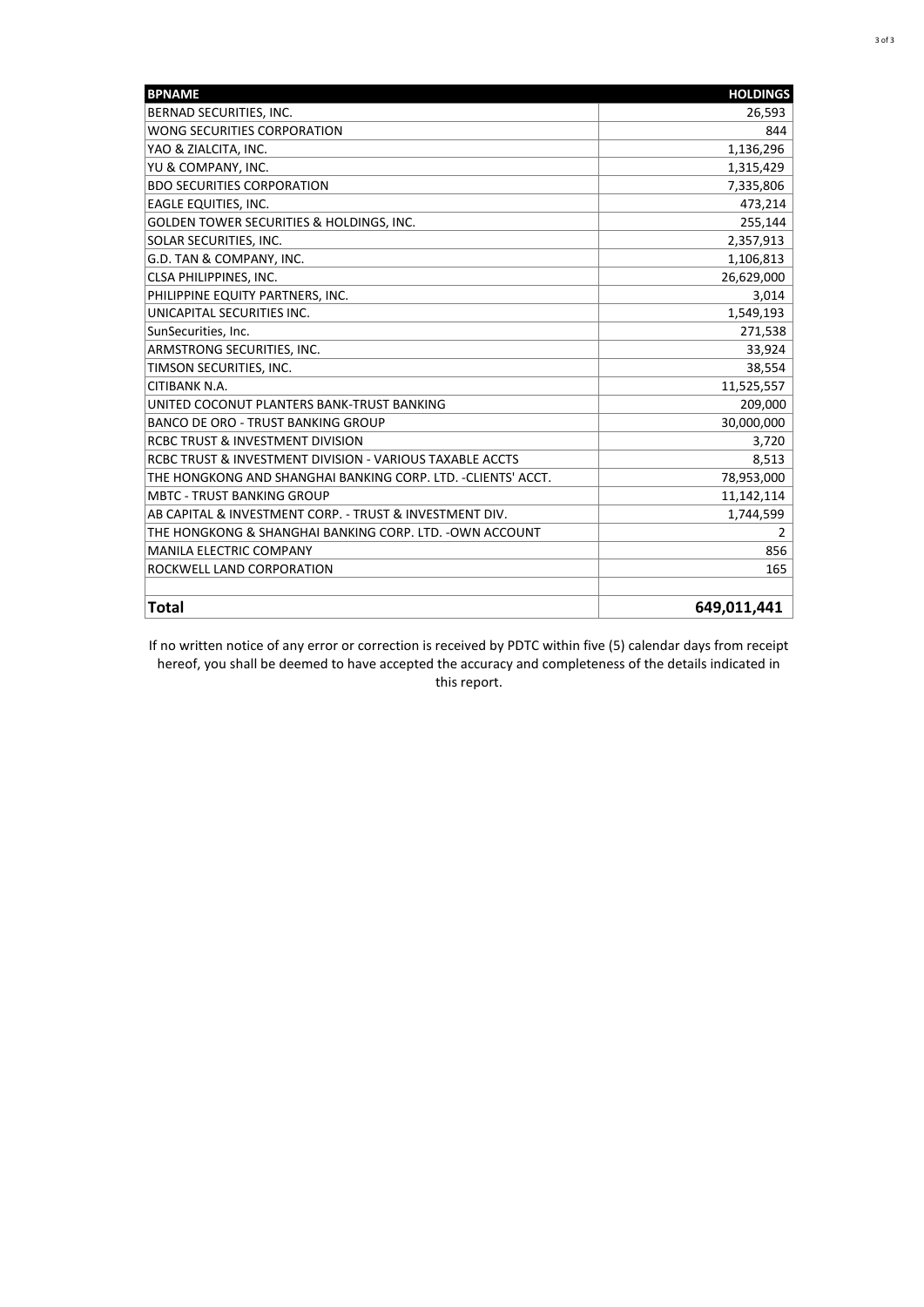| BPNAME | HOLDINGS |
|---|---|
| BERNAD SECURITIES, INC. | 26,593 |
| WONG SECURITIES CORPORATION | 844 |
| YAO & ZIALCITA, INC. | 1,136,296 |
| YU & COMPANY, INC. | 1,315,429 |
| BDO SECURITIES CORPORATION | 7,335,806 |
| EAGLE EQUITIES, INC. | 473,214 |
| GOLDEN TOWER SECURITIES & HOLDINGS, INC. | 255,144 |
| SOLAR SECURITIES, INC. | 2,357,913 |
| G.D. TAN & COMPANY, INC. | 1,106,813 |
| CLSA PHILIPPINES, INC. | 26,629,000 |
| PHILIPPINE EQUITY PARTNERS, INC. | 3,014 |
| UNICAPITAL SECURITIES INC. | 1,549,193 |
| SunSecurities, Inc. | 271,538 |
| ARMSTRONG SECURITIES, INC. | 33,924 |
| TIMSON SECURITIES, INC. | 38,554 |
| CITIBANK N.A. | 11,525,557 |
| UNITED COCONUT PLANTERS BANK-TRUST BANKING | 209,000 |
| BANCO DE ORO - TRUST BANKING GROUP | 30,000,000 |
| RCBC TRUST & INVESTMENT DIVISION | 3,720 |
| RCBC TRUST & INVESTMENT DIVISION - VARIOUS TAXABLE ACCTS | 8,513 |
| THE HONGKONG AND SHANGHAI BANKING CORP. LTD. -CLIENTS' ACCT. | 78,953,000 |
| MBTC - TRUST BANKING GROUP | 11,142,114 |
| AB CAPITAL & INVESTMENT CORP. - TRUST & INVESTMENT DIV. | 1,744,599 |
| THE HONGKONG & SHANGHAI BANKING CORP. LTD. -OWN ACCOUNT | 2 |
| MANILA ELECTRIC COMPANY | 856 |
| ROCKWELL LAND CORPORATION | 165 |
| | |
| **Total** | **649,011,441** |

If no written notice of any error or correction is received by PDTC within five (5) calendar days from receipt hereof, you shall be deemed to have accepted the accuracy and completeness of the details indicated in this report.